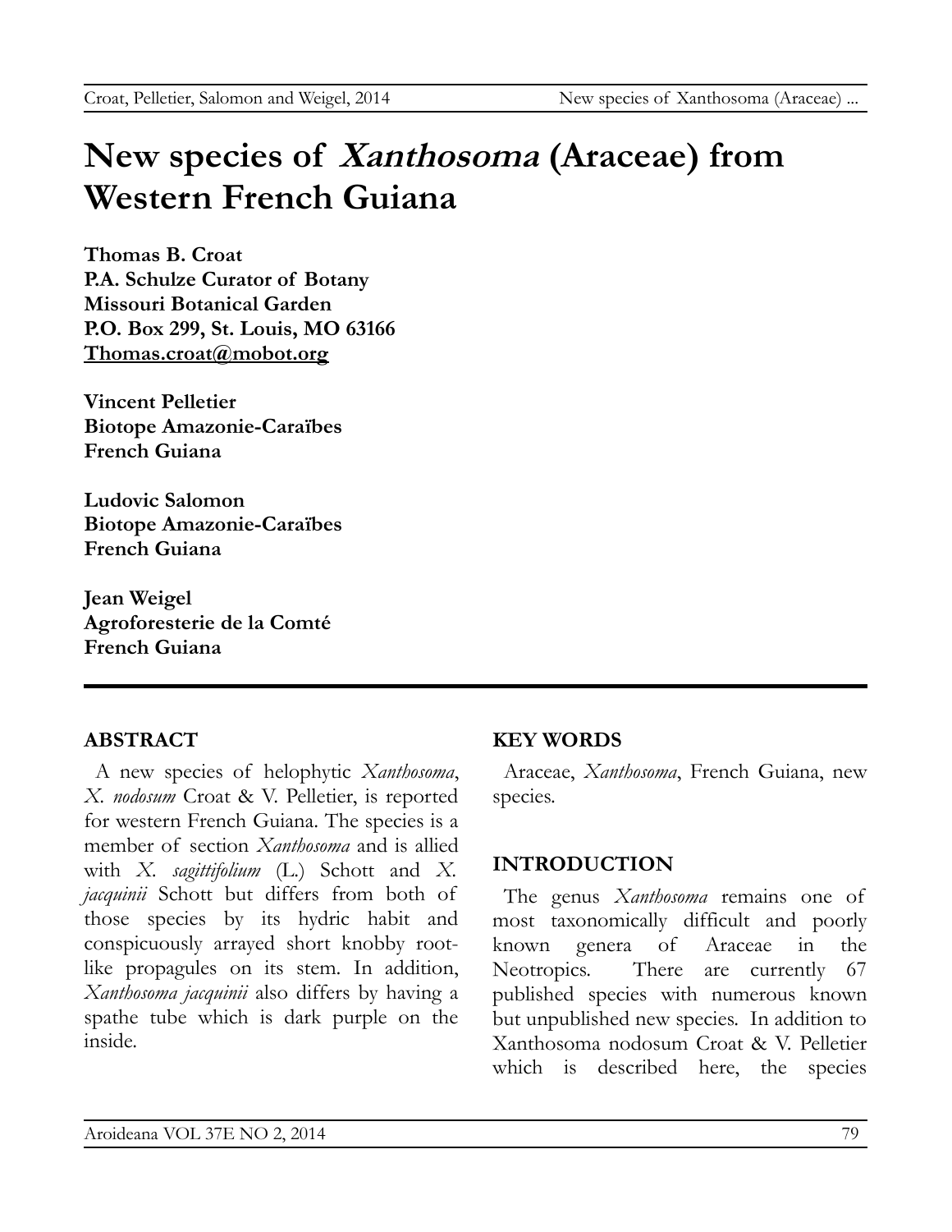# New species of *Xanthosoma* (Araceae) from Western French Guiana

**Thomas B. Croat**
**P.A. Schulze Curator of Botany**
**Missouri Botanical Garden**
**P.O. Box 299, St. Louis, MO 63166**
**Thomas.croat@mobot.org**

**Vincent Pelletier**
**Biotope Amazonie-Caraïbes**
**French Guiana**

**Ludovic Salomon**
**Biotope Amazonie-Caraïbes**
**French Guiana**

**Jean Weigel**
**Agroforesterie de la Comté**
**French Guiana**

## ABSTRACT

A new species of helophytic *Xanthosoma*, *X. nodosum* Croat & V. Pelletier, is reported for western French Guiana. The species is a member of section *Xanthosoma* and is allied with *X. sagittifolium* (L.) Schott and *X. jacquinii* Schott but differs from both of those species by its hydric habit and conspicuously arrayed short knobby root-like propagules on its stem. In addition, *Xanthosoma jacquinii* also differs by having a spathe tube which is dark purple on the inside.

## KEY WORDS

Araceae, *Xanthosoma*, French Guiana, new species.

## INTRODUCTION

The genus *Xanthosoma* remains one of most taxonomically difficult and poorly known genera of Araceae in the Neotropics. There are currently 67 published species with numerous known but unpublished new species. In addition to Xanthosoma nodosum Croat & V. Pelletier which is described here, the species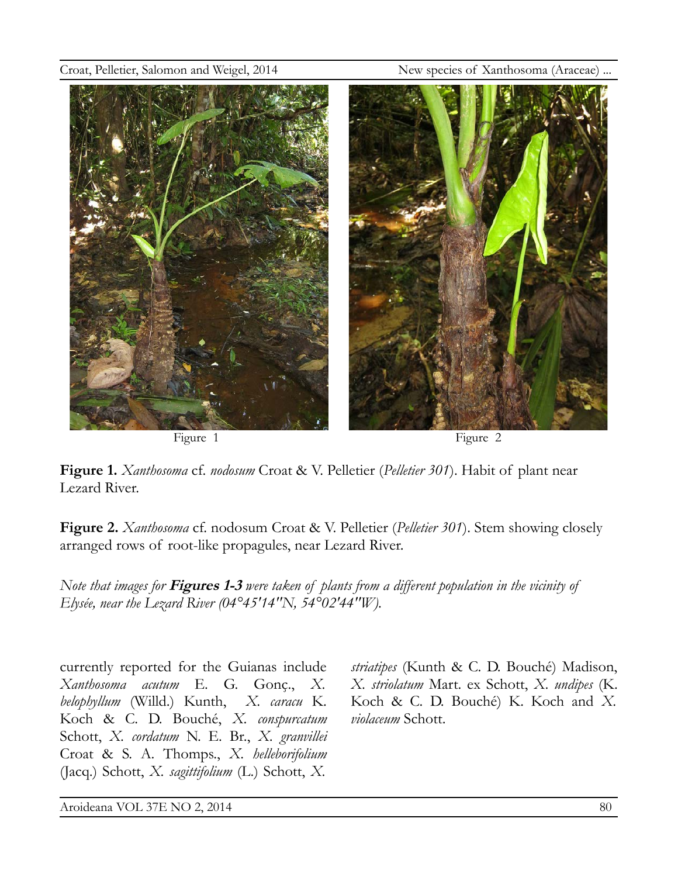Figure 1

Figure 2

**Figure 1.** *Xanthosoma* cf. *nodosum* Croat & V. Pelletier (*Pelletier 301*). Habit of plant near Lezard River.

**Figure 2.** *Xanthosoma* cf. nodosum Croat & V. Pelletier (*Pelletier 301*). Stem showing closely arranged rows of root-like propagules, near Lezard River.

*Note that images for* ***Figures 1-3*** *were taken of plants from a different population in the vicinity of Elysée, near the Lezard River (04°45'14"N, 54°02'44"W).*

currently reported for the Guianas include *Xanthosoma acutum* E. G. Gonç., *X. belophyllum* (Willd.) Kunth, *X. caracu* K. Koch & C. D. Bouché, *X. conspurcatum* Schott, *X. cordatum* N. E. Br., *X. granvillei* Croat & S. A. Thomps., *X. helleborifolium* (Jacq.) Schott, *X. sagittifolium* (L.) Schott, *X. striatipes* (Kunth & C. D. Bouché) Madison, *X. striolatum* Mart. ex Schott, *X. undipes* (K. Koch & C. D. Bouché) K. Koch and *X. violaceum* Schott.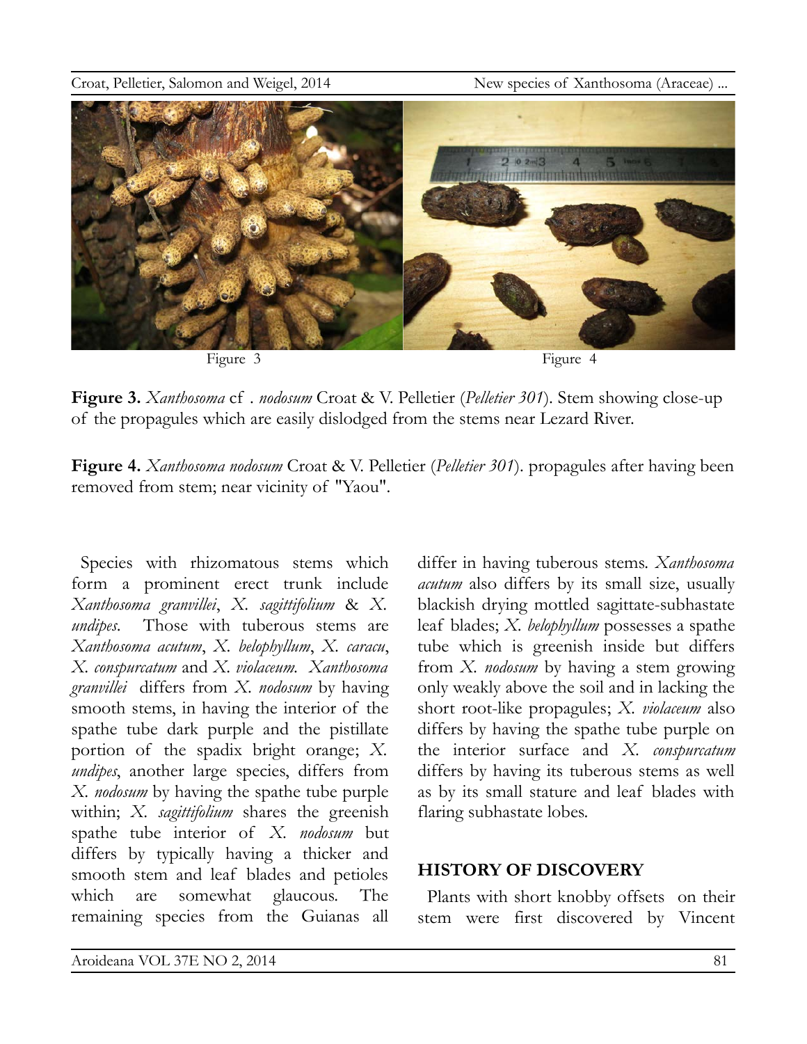Figure 3 Figure 4

**Figure 3.** *Xanthosoma* cf *. nodosum* Croat & V. Pelletier (*Pelletier 301*). Stem showing close-up of the propagules which are easily dislodged from the stems near Lezard River.

**Figure 4.** *Xanthosoma nodosum* Croat & V. Pelletier (*Pelletier 301*). propagules after having been removed from stem; near vicinity of "Yaou".

Species with rhizomatous stems which form a prominent erect trunk include *Xanthosoma granvillei*, *X. sagittifolium* & *X. undipes*. Those with tuberous stems are *Xanthosoma acutum*, *X. belophyllum*, *X. caracu*, *X. conspurcatum* and *X. violaceum. Xanthosoma granvillei* differs from *X. nodosum* by having smooth stems, in having the interior of the spathe tube dark purple and the pistillate portion of the spadix bright orange; *X. undipes*, another large species, differs from *X. nodosum* by having the spathe tube purple within; *X. sagittifolium* shares the greenish spathe tube interior of *X. nodosum* but differs by typically having a thicker and smooth stem and leaf blades and petioles which are somewhat glaucous. The remaining species from the Guianas all differ in having tuberous stems. *Xanthosoma acutum* also differs by its small size, usually blackish drying mottled sagittate-subhastate leaf blades; *X. belophyllum* possesses a spathe tube which is greenish inside but differs from *X. nodosum* by having a stem growing only weakly above the soil and in lacking the short root-like propagules; *X. violaceum* also differs by having the spathe tube purple on the interior surface and *X. conspurcatum* differs by having its tuberous stems as well as by its small stature and leaf blades with flaring subhastate lobes.

## HISTORY OF DISCOVERY

Plants with short knobby offsets on their stem were first discovered by Vincent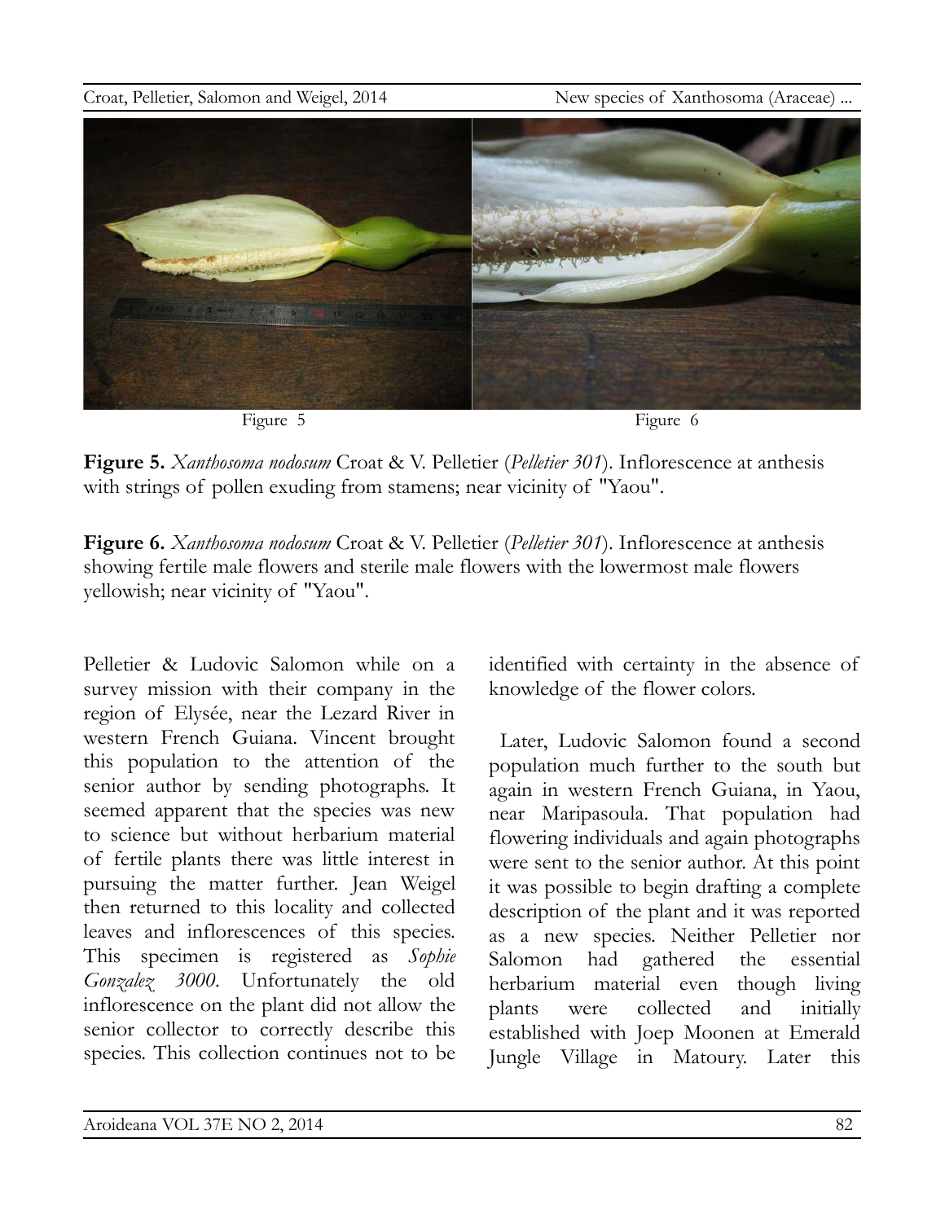Figure 5

Figure 6

**Figure 5.** *Xanthosoma nodosum* Croat & V. Pelletier (*Pelletier 301*). Inflorescence at anthesis with strings of pollen exuding from stamens; near vicinity of "Yaou".

**Figure 6.** *Xanthosoma nodosum* Croat & V. Pelletier (*Pelletier 301*). Inflorescence at anthesis showing fertile male flowers and sterile male flowers with the lowermost male flowers yellowish; near vicinity of "Yaou".

Pelletier & Ludovic Salomon while on a survey mission with their company in the region of Elysée, near the Lezard River in western French Guiana. Vincent brought this population to the attention of the senior author by sending photographs. It seemed apparent that the species was new to science but without herbarium material of fertile plants there was little interest in pursuing the matter further. Jean Weigel then returned to this locality and collected leaves and inflorescences of this species. This specimen is registered as *Sophie Gonzalez 3000*. Unfortunately the old inflorescence on the plant did not allow the senior collector to correctly describe this species. This collection continues not to be identified with certainty in the absence of knowledge of the flower colors.

Later, Ludovic Salomon found a second population much further to the south but again in western French Guiana, in Yaou, near Maripasoula. That population had flowering individuals and again photographs were sent to the senior author. At this point it was possible to begin drafting a complete description of the plant and it was reported as a new species. Neither Pelletier nor Salomon had gathered the essential herbarium material even though living plants were collected and initially established with Joep Moonen at Emerald Jungle Village in Matoury. Later this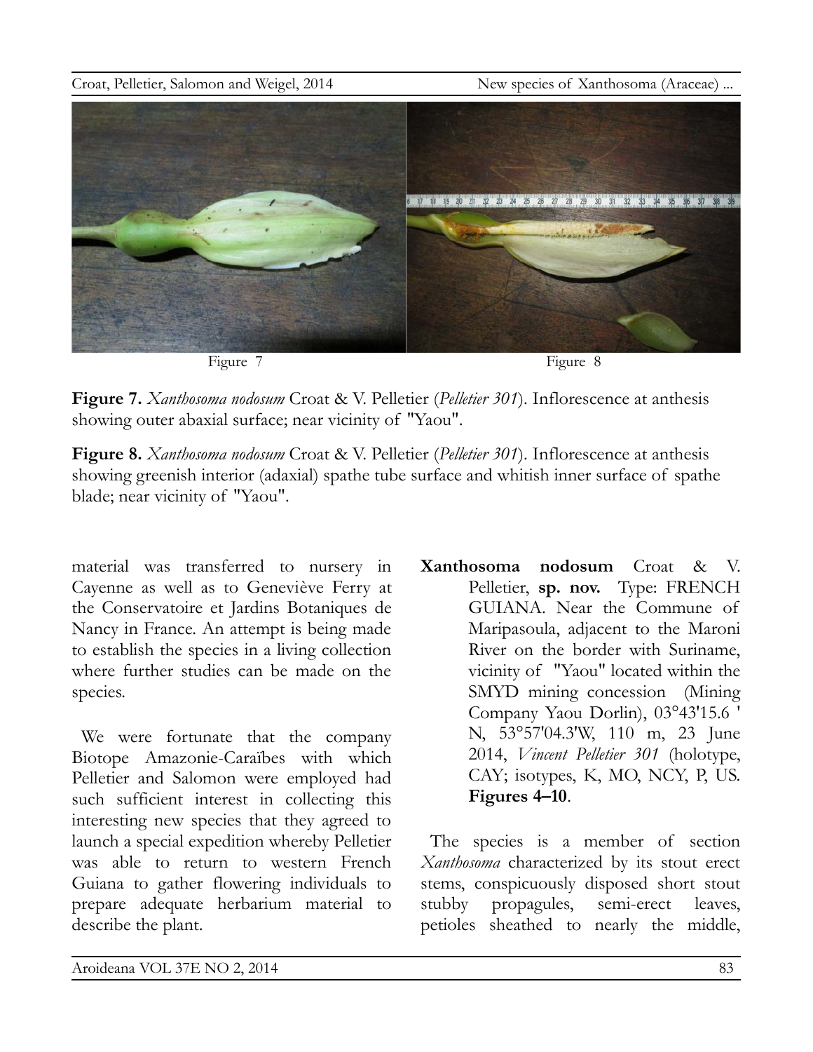Figure 7

Figure 8

**Figure 7.** *Xanthosoma nodosum* Croat & V. Pelletier (*Pelletier 301*). Inflorescence at anthesis showing outer abaxial surface; near vicinity of "Yaou".

**Figure 8.** *Xanthosoma nodosum* Croat & V. Pelletier (*Pelletier 301*). Inflorescence at anthesis showing greenish interior (adaxial) spathe tube surface and whitish inner surface of spathe blade; near vicinity of "Yaou".

material was transferred to nursery in Cayenne as well as to Geneviève Ferry at the Conservatoire et Jardins Botaniques de Nancy in France. An attempt is being made to establish the species in a living collection where further studies can be made on the species.

We were fortunate that the company Biotope Amazonie-Caraïbes with which Pelletier and Salomon were employed had such sufficient interest in collecting this interesting new species that they agreed to launch a special expedition whereby Pelletier was able to return to western French Guiana to gather flowering individuals to prepare adequate herbarium material to describe the plant.

**Xanthosoma nodosum** Croat & V. Pelletier, **sp. nov.** Type: FRENCH GUIANA. Near the Commune of Maripasoula, adjacent to the Maroni River on the border with Suriname, vicinity of "Yaou" located within the SMYD mining concession (Mining Company Yaou Dorlin), 03°43'15.6 ' N, 53°57'04.3'W, 110 m, 23 June 2014, *Vincent Pelletier 301* (holotype, CAY; isotypes, K, MO, NCY, P, US. **Figures 4–10**.

The species is a member of section *Xanthosoma* characterized by its stout erect stems, conspicuously disposed short stout stubby propagules, semi-erect leaves, petioles sheathed to nearly the middle,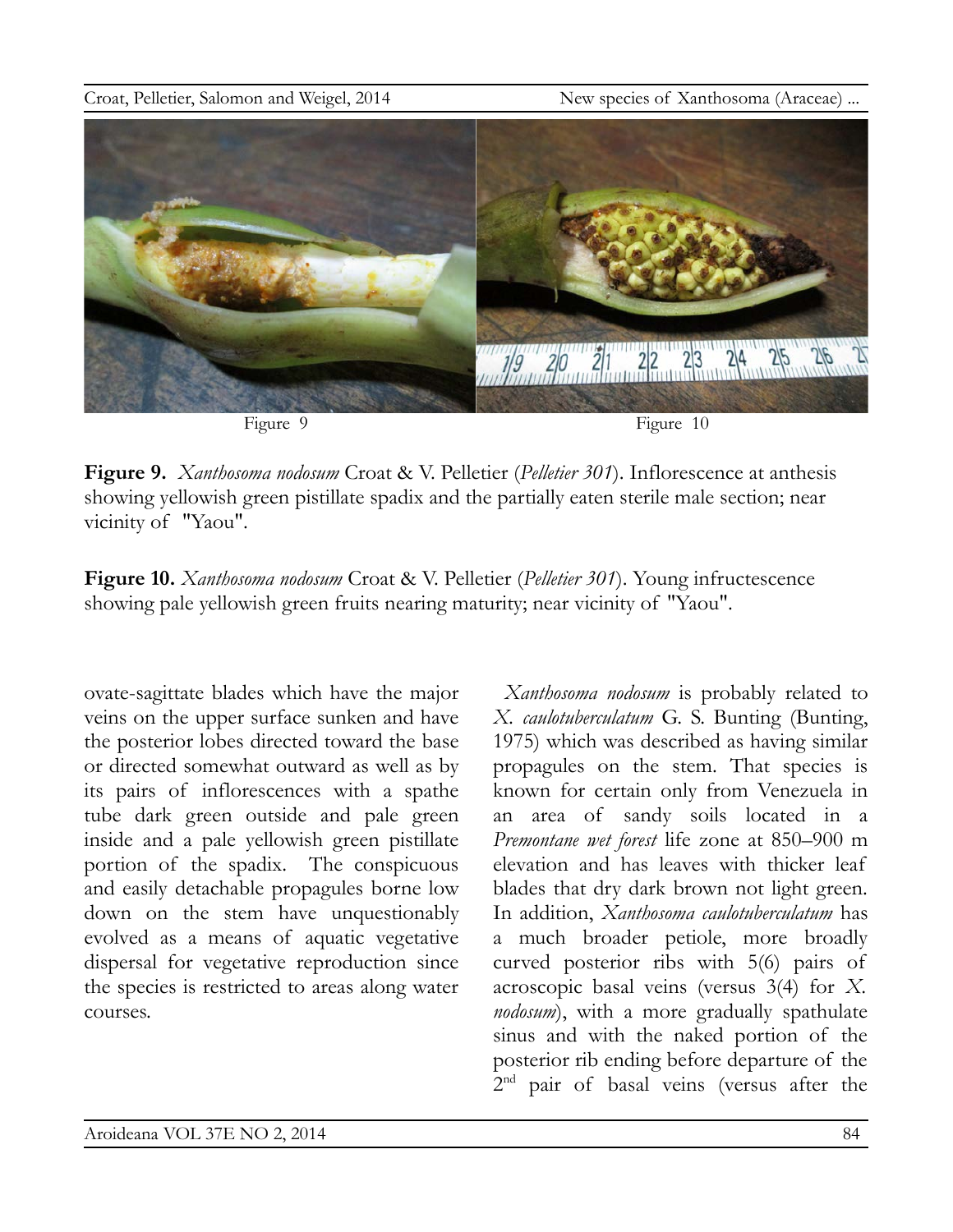Figure 9

Figure 10

**Figure 9.** *Xanthosoma nodosum* Croat & V. Pelletier (*Pelletier 301*). Inflorescence at anthesis showing yellowish green pistillate spadix and the partially eaten sterile male section; near vicinity of "Yaou".

**Figure 10.** *Xanthosoma nodosum* Croat & V. Pelletier (*Pelletier 301*). Young infructescence showing pale yellowish green fruits nearing maturity; near vicinity of "Yaou".

ovate-sagittate blades which have the major veins on the upper surface sunken and have the posterior lobes directed toward the base or directed somewhat outward as well as by its pairs of inflorescences with a spathe tube dark green outside and pale green inside and a pale yellowish green pistillate portion of the spadix. The conspicuous and easily detachable propagules borne low down on the stem have unquestionably evolved as a means of aquatic vegetative dispersal for vegetative reproduction since the species is restricted to areas along water courses.

*Xanthosoma nodosum* is probably related to *X. caulotuberculatum* G. S. Bunting (Bunting, 1975) which was described as having similar propagules on the stem. That species is known for certain only from Venezuela in an area of sandy soils located in a *Premontane wet forest* life zone at 850–900 m elevation and has leaves with thicker leaf blades that dry dark brown not light green. In addition, *Xanthosoma caulotuberculatum* has a much broader petiole, more broadly curved posterior ribs with 5(6) pairs of acroscopic basal veins (versus 3(4) for *X. nodosum*), with a more gradually spathulate sinus and with the naked portion of the posterior rib ending before departure of the 2nd pair of basal veins (versus after the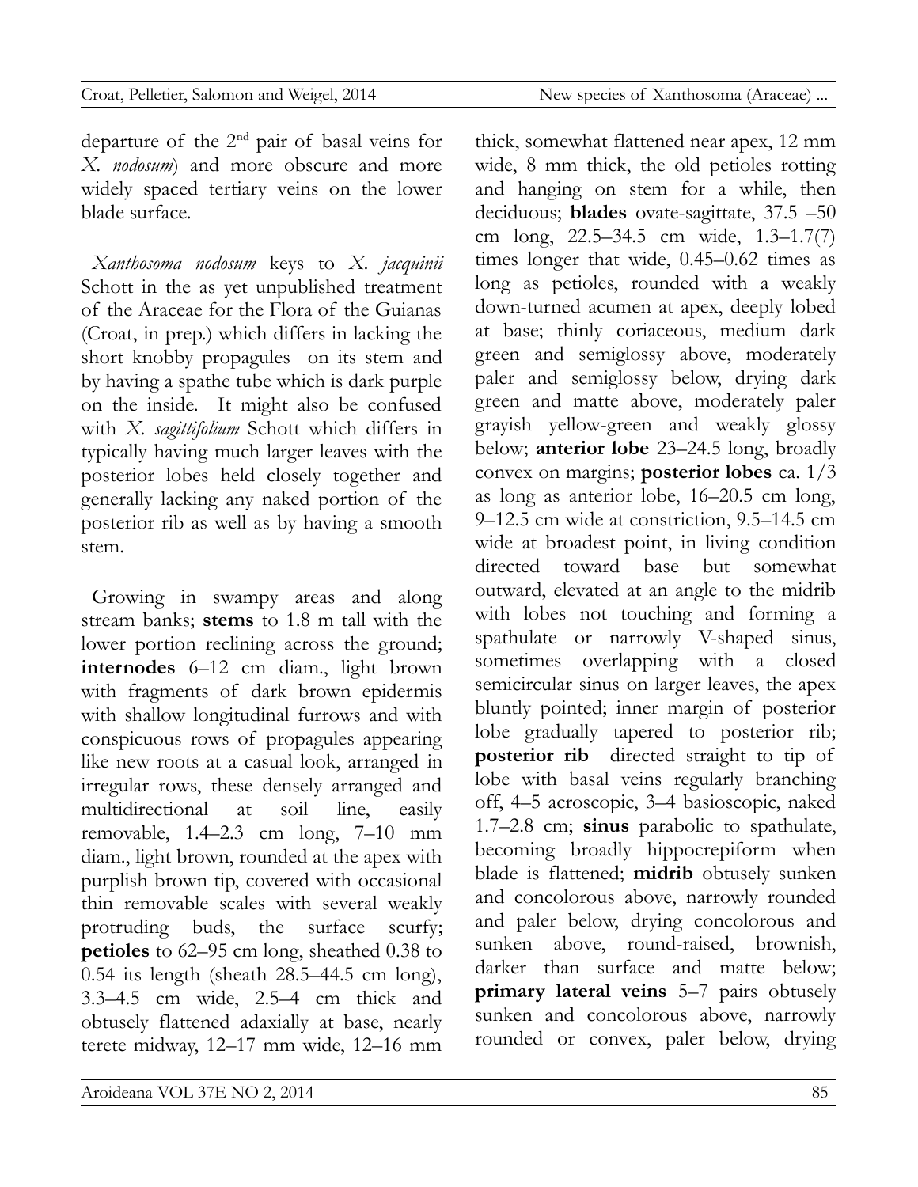departure of the 2[nd] pair of basal veins for *X. nodosum*) and more obscure and more widely spaced tertiary veins on the lower blade surface.

*Xanthosoma nodosum* keys to *X. jacquinii* Schott in the as yet unpublished treatment of the Araceae for the Flora of the Guianas (Croat, in prep.) which differs in lacking the short knobby propagules on its stem and by having a spathe tube which is dark purple on the inside. It might also be confused with *X. sagittifolium* Schott which differs in typically having much larger leaves with the posterior lobes held closely together and generally lacking any naked portion of the posterior rib as well as by having a smooth stem.

Growing in swampy areas and along stream banks; **stems** to 1.8 m tall with the lower portion reclining across the ground; **internodes** 6–12 cm diam., light brown with fragments of dark brown epidermis with shallow longitudinal furrows and with conspicuous rows of propagules appearing like new roots at a casual look, arranged in irregular rows, these densely arranged and multidirectional at soil line, easily removable, 1.4–2.3 cm long, 7–10 mm diam., light brown, rounded at the apex with purplish brown tip, covered with occasional thin removable scales with several weakly protruding buds, the surface scurfy; **petioles** to 62–95 cm long, sheathed 0.38 to 0.54 its length (sheath 28.5–44.5 cm long), 3.3–4.5 cm wide, 2.5–4 cm thick and obtusely flattened adaxially at base, nearly terete midway, 12–17 mm wide, 12–16 mm thick, somewhat flattened near apex, 12 mm wide, 8 mm thick, the old petioles rotting and hanging on stem for a while, then deciduous; **blades** ovate-sagittate, 37.5 –50 cm long, 22.5–34.5 cm wide, 1.3–1.7(7) times longer that wide, 0.45–0.62 times as long as petioles, rounded with a weakly down-turned acumen at apex, deeply lobed at base; thinly coriaceous, medium dark green and semiglossy above, moderately paler and semiglossy below, drying dark green and matte above, moderately paler grayish yellow-green and weakly glossy below; **anterior lobe** 23–24.5 long, broadly convex on margins; **posterior lobes** ca. 1/3 as long as anterior lobe, 16–20.5 cm long, 9–12.5 cm wide at constriction, 9.5–14.5 cm wide at broadest point, in living condition directed toward base but somewhat outward, elevated at an angle to the midrib with lobes not touching and forming a spathulate or narrowly V-shaped sinus, sometimes overlapping with a closed semicircular sinus on larger leaves, the apex bluntly pointed; inner margin of posterior lobe gradually tapered to posterior rib; **posterior rib** directed straight to tip of lobe with basal veins regularly branching off, 4–5 acroscopic, 3–4 basioscopic, naked 1.7–2.8 cm; **sinus** parabolic to spathulate, becoming broadly hippocrepiform when blade is flattened; **midrib** obtusely sunken and concolorous above, narrowly rounded and paler below, drying concolorous and sunken above, round-raised, brownish, darker than surface and matte below; **primary lateral veins** 5–7 pairs obtusely sunken and concolorous above, narrowly rounded or convex, paler below, drying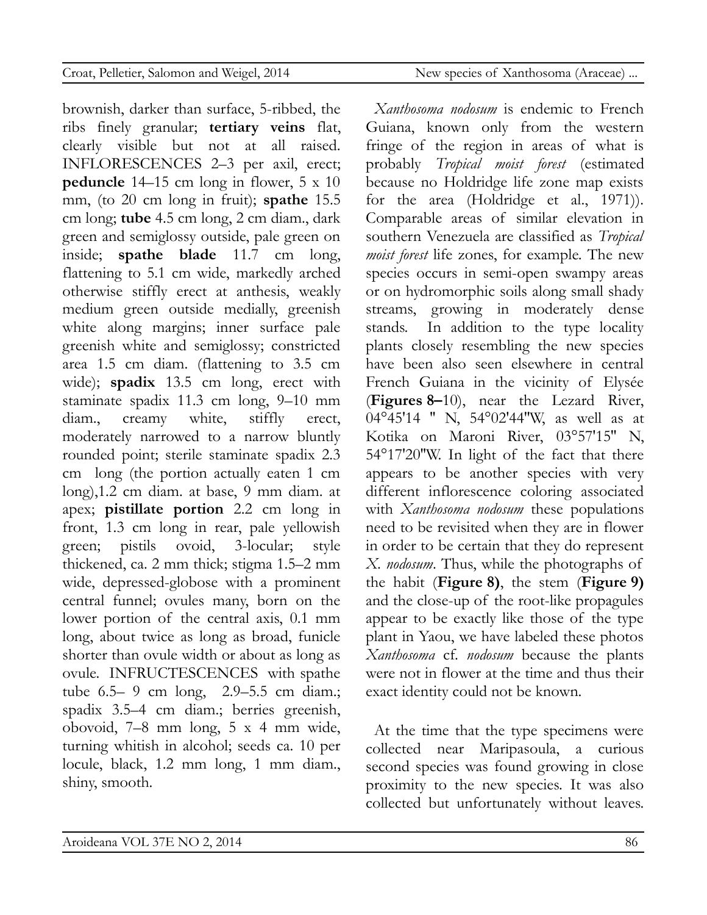brownish, darker than surface, 5-ribbed, the ribs finely granular; **tertiary veins** flat, clearly visible but not at all raised. INFLORESCENCES 2–3 per axil, erect; **peduncle** 14–15 cm long in flower, 5 x 10 mm, (to 20 cm long in fruit); **spathe** 15.5 cm long; **tube** 4.5 cm long, 2 cm diam., dark green and semiglossy outside, pale green on inside; **spathe blade** 11.7 cm long, flattening to 5.1 cm wide, markedly arched otherwise stiffly erect at anthesis, weakly medium green outside medially, greenish white along margins; inner surface pale greenish white and semiglossy; constricted area 1.5 cm diam. (flattening to 3.5 cm wide); **spadix** 13.5 cm long, erect with staminate spadix 11.3 cm long, 9–10 mm diam., creamy white, stiffly erect, moderately narrowed to a narrow bluntly rounded point; sterile staminate spadix 2.3 cm long (the portion actually eaten 1 cm long),1.2 cm diam. at base, 9 mm diam. at apex; **pistillate portion** 2.2 cm long in front, 1.3 cm long in rear, pale yellowish green; pistils ovoid, 3-locular; style thickened, ca. 2 mm thick; stigma 1.5–2 mm wide, depressed-globose with a prominent central funnel; ovules many, born on the lower portion of the central axis, 0.1 mm long, about twice as long as broad, funicle shorter than ovule width or about as long as ovule. INFRUCTESCENCES with spathe tube 6.5– 9 cm long, 2.9–5.5 cm diam.; spadix 3.5–4 cm diam.; berries greenish, obovoid, 7–8 mm long, 5 x 4 mm wide, turning whitish in alcohol; seeds ca. 10 per locule, black, 1.2 mm long, 1 mm diam., shiny, smooth.

*Xanthosoma nodosum* is endemic to French Guiana, known only from the western fringe of the region in areas of what is probably *Tropical moist forest* (estimated because no Holdridge life zone map exists for the area (Holdridge et al., 1971)). Comparable areas of similar elevation in southern Venezuela are classified as *Tropical moist forest* life zones, for example. The new species occurs in semi-open swampy areas or on hydromorphic soils along small shady streams, growing in moderately dense stands. In addition to the type locality plants closely resembling the new species have been also seen elsewhere in central French Guiana in the vicinity of Elysée (**Figures 8–**10), near the Lezard River, 04°45'14 " N, 54°02'44"W, as well as at Kotika on Maroni River, 03°57'15" N, 54°17'20"W. In light of the fact that there appears to be another species with very different inflorescence coloring associated with *Xanthosoma nodosum* these populations need to be revisited when they are in flower in order to be certain that they do represent *X. nodosum*. Thus, while the photographs of the habit (**Figure 8)**, the stem (**Figure 9)** and the close-up of the root-like propagules appear to be exactly like those of the type plant in Yaou, we have labeled these photos *Xanthosoma* cf. *nodosum* because the plants were not in flower at the time and thus their exact identity could not be known.

At the time that the type specimens were collected near Maripasoula, a curious second species was found growing in close proximity to the new species. It was also collected but unfortunately without leaves.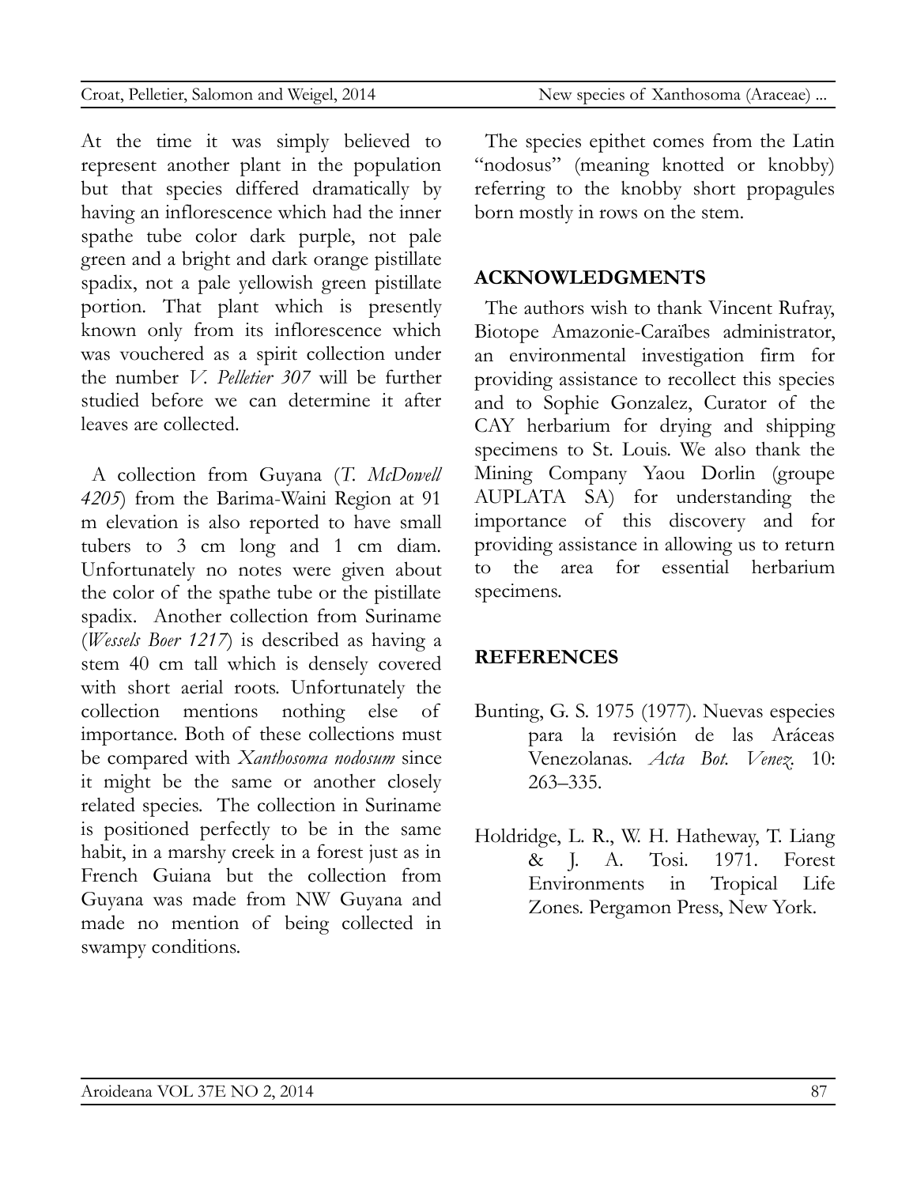At the time it was simply believed to represent another plant in the population but that species differed dramatically by having an inflorescence which had the inner spathe tube color dark purple, not pale green and a bright and dark orange pistillate spadix, not a pale yellowish green pistillate portion. That plant which is presently known only from its inflorescence which was vouchered as a spirit collection under the number *V. Pelletier 307* will be further studied before we can determine it after leaves are collected.

A collection from Guyana (*T. McDowell 4205*) from the Barima-Waini Region at 91 m elevation is also reported to have small tubers to 3 cm long and 1 cm diam. Unfortunately no notes were given about the color of the spathe tube or the pistillate spadix. Another collection from Suriname (*Wessels Boer 1217*) is described as having a stem 40 cm tall which is densely covered with short aerial roots. Unfortunately the collection mentions nothing else of importance. Both of these collections must be compared with *Xanthosoma nodosum* since it might be the same or another closely related species. The collection in Suriname is positioned perfectly to be in the same habit, in a marshy creek in a forest just as in French Guiana but the collection from Guyana was made from NW Guyana and made no mention of being collected in swampy conditions.

The species epithet comes from the Latin "nodosus" (meaning knotted or knobby) referring to the knobby short propagules born mostly in rows on the stem.

## ACKNOWLEDGMENTS

The authors wish to thank Vincent Rufray, Biotope Amazonie-Caraïbes administrator, an environmental investigation firm for providing assistance to recollect this species and to Sophie Gonzalez, Curator of the CAY herbarium for drying and shipping specimens to St. Louis. We also thank the Mining Company Yaou Dorlin (groupe AUPLATA SA) for understanding the importance of this discovery and for providing assistance in allowing us to return to the area for essential herbarium specimens.

## REFERENCES

Bunting, G. S. 1975 (1977). Nuevas especies para la revisión de las Aráceas Venezolanas. *Acta Bot. Venez.* 10: 263–335.

Holdridge, L. R., W. H. Hatheway, T. Liang & J. A. Tosi. 1971. Forest Environments in Tropical Life Zones. Pergamon Press, New York.